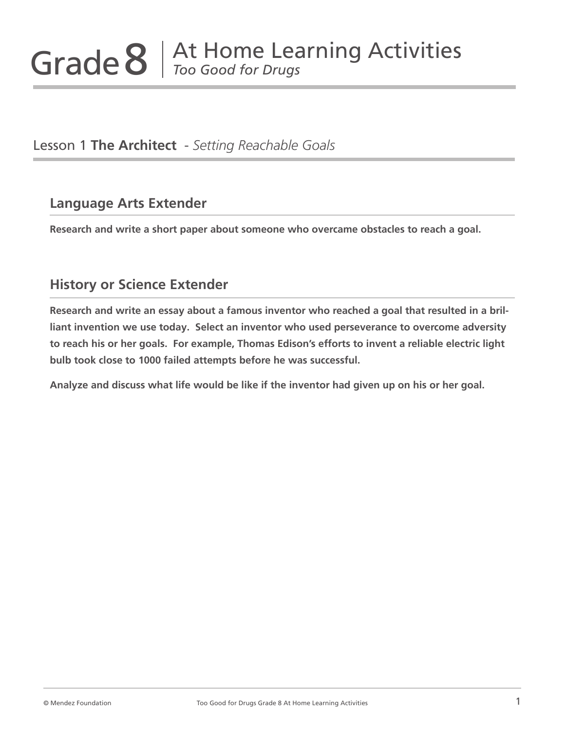# Grade 8 | At Home Learning Activities

*Too Good for Drugs*

## Lesson 1 **The Architect** - *Setting Reachable Goals*

### Language Arts Extender

**Research and write a short paper about someone who overcame obstacles to reach a goal.**

### History or Science Extender

**Research and write an essay about a famous inventor who reached a goal that resulted in a brilliant invention we use today. Select an inventor who used perseverance to overcome adversity to reach his or her goals. For example, Thomas Edison's efforts to invent a reliable electric light bulb took close to 1000 failed attempts before he was successful.**

**Analyze and discuss what life would be like if the inventor had given up on his or her goal.**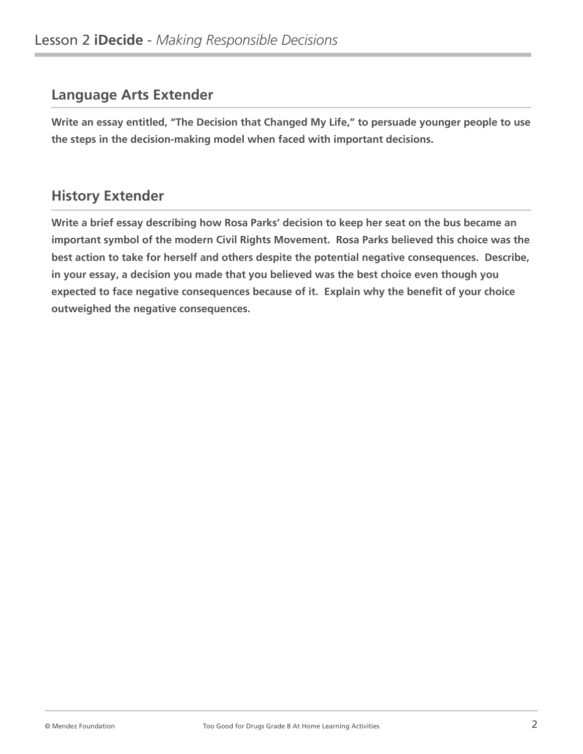## Language Arts Extender

**Write an essay entitled, "The Decision that Changed My Life," to persuade younger people to use the steps in the decision-making model when faced with important decisions.**

## History Extender

**Write a brief essay describing how Rosa Parks' decision to keep her seat on the bus became an important symbol of the modern Civil Rights Movement. Rosa Parks believed this choice was the best action to take for herself and others despite the potential negative consequences. Describe, in your essay, a decision you made that you believed was the best choice even though you expected to face negative consequences because of it. Explain why the benefit of your choice outweighed the negative consequences.**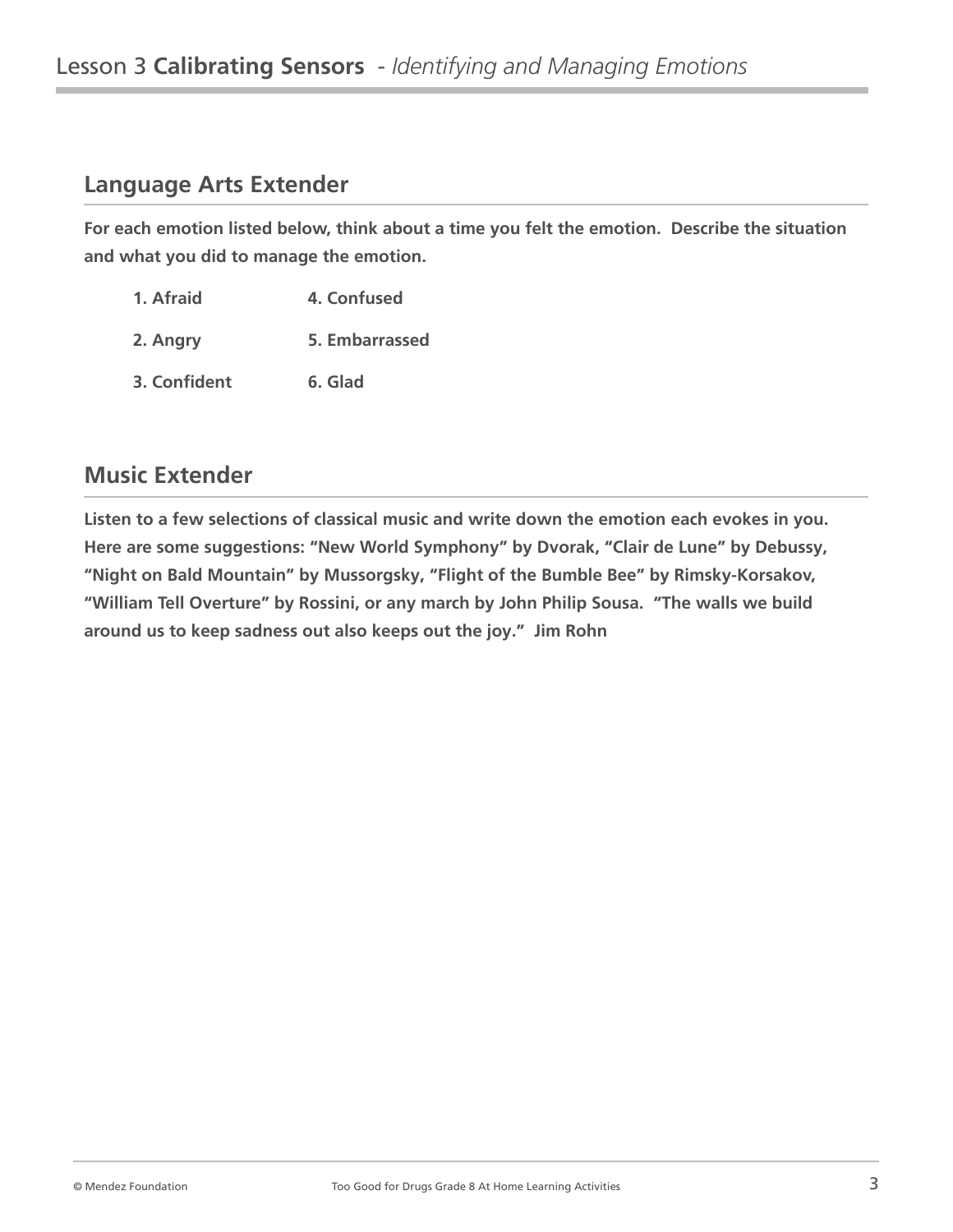# Lesson 3 **Calibrating Sensors** - *Identifying and Managing Emotions*

## Language Arts Extender

**For each emotion listed below, think about a time you felt the emotion. Describe the situation and what you did to manage the emotion.**

1. **Afraid**
2. **Angry**
3. **Confident**
4. **Confused**
5. **Embarrassed**
6. **Glad**

## Music Extender

**Listen to a few selections of classical music and write down the emotion each evokes in you. Here are some suggestions: "New World Symphony" by Dvorak, "Clair de Lune" by Debussy, "Night on Bald Mountain" by Mussorgsky, "Flight of the Bumble Bee" by Rimsky-Korsakov, "William Tell Overture" by Rossini, or any march by John Philip Sousa. "The walls we build around us to keep sadness out also keeps out the joy." Jim Rohn**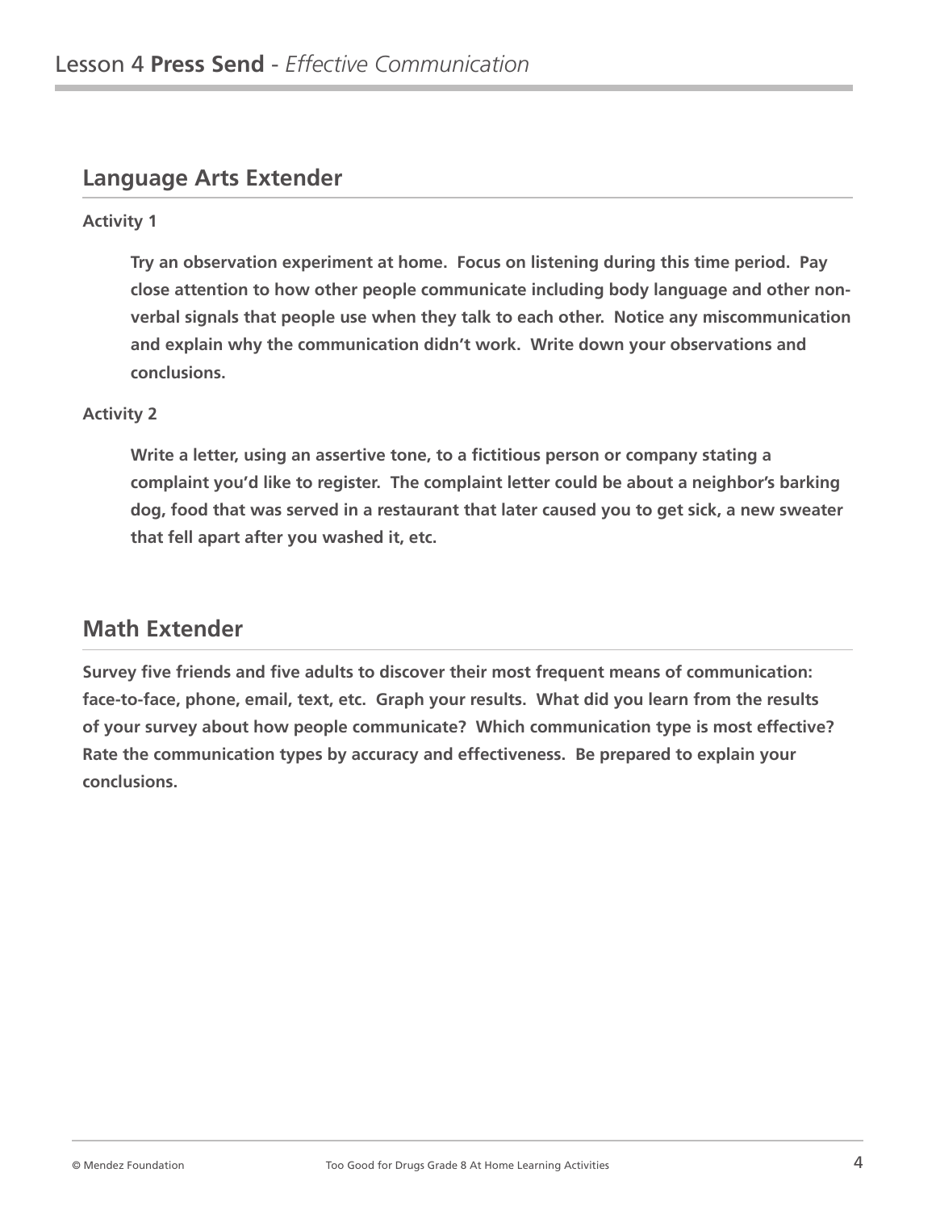# Lesson 4 **Press Send** - *Effective Communication*

## Language Arts Extender

**Activity 1**

**Try an observation experiment at home. Focus on listening during this time period. Pay close attention to how other people communicate including body language and other non-verbal signals that people use when they talk to each other. Notice any miscommunication and explain why the communication didn't work. Write down your observations and conclusions.**

**Activity 2**

**Write a letter, using an assertive tone, to a fictitious person or company stating a complaint you'd like to register. The complaint letter could be about a neighbor's barking dog, food that was served in a restaurant that later caused you to get sick, a new sweater that fell apart after you washed it, etc.**

## Math Extender

**Survey five friends and five adults to discover their most frequent means of communication: face-to-face, phone, email, text, etc. Graph your results. What did you learn from the results of your survey about how people communicate? Which communication type is most effective? Rate the communication types by accuracy and effectiveness. Be prepared to explain your conclusions.**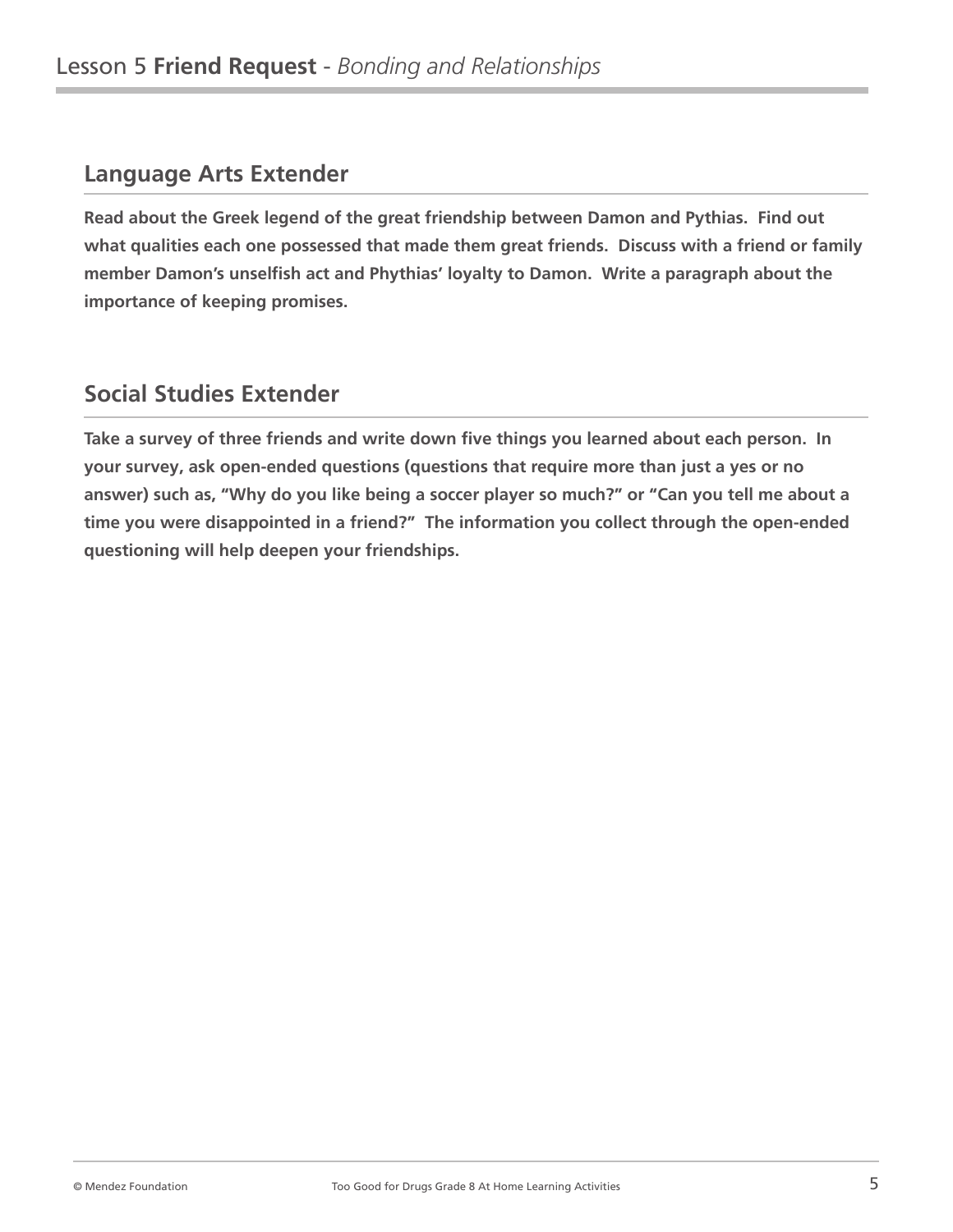# Lesson 5 **Friend Request** - *Bonding and Relationships*

## Language Arts Extender

**Read about the Greek legend of the great friendship between Damon and Pythias. Find out what qualities each one possessed that made them great friends. Discuss with a friend or family member Damon's unselfish act and Phythias' loyalty to Damon. Write a paragraph about the importance of keeping promises.**

## Social Studies Extender

**Take a survey of three friends and write down five things you learned about each person. In your survey, ask open-ended questions (questions that require more than just a yes or no answer) such as, "Why do you like being a soccer player so much?" or "Can you tell me about a time you were disappointed in a friend?" The information you collect through the open-ended questioning will help deepen your friendships.**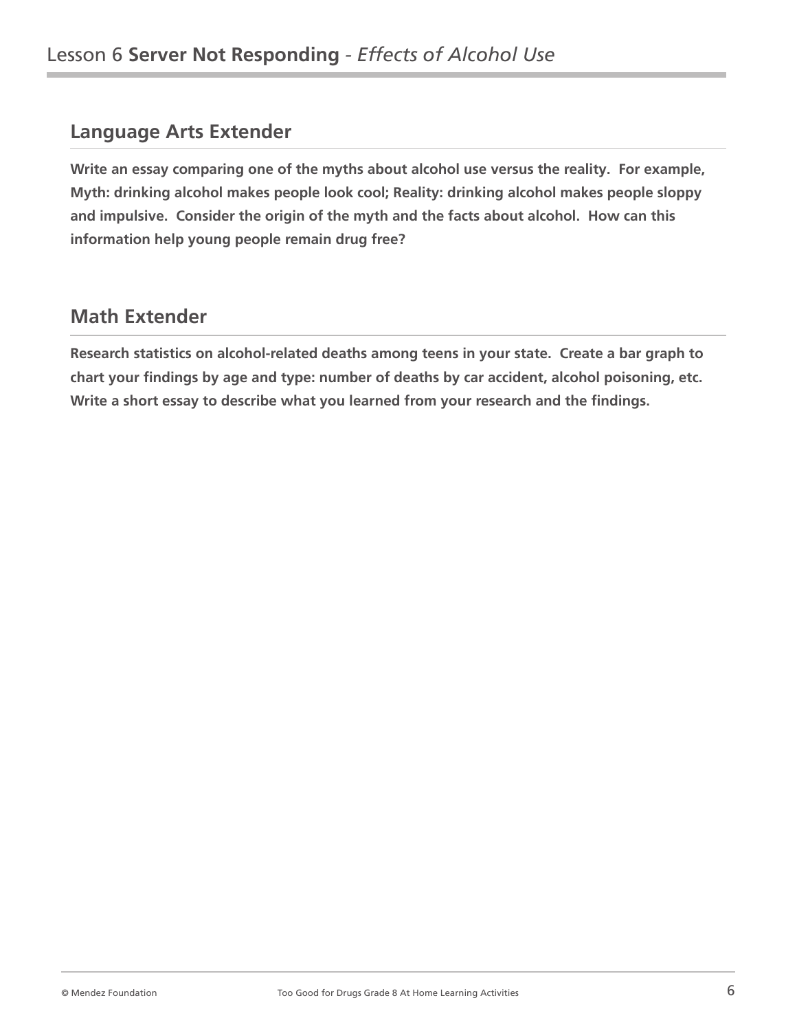# Lesson 6 **Server Not Responding** - *Effects of Alcohol Use*

## Language Arts Extender

**Write an essay comparing one of the myths about alcohol use versus the reality. For example, Myth: drinking alcohol makes people look cool; Reality: drinking alcohol makes people sloppy and impulsive. Consider the origin of the myth and the facts about alcohol. How can this information help young people remain drug free?**

## Math Extender

**Research statistics on alcohol-related deaths among teens in your state. Create a bar graph to chart your findings by age and type: number of deaths by car accident, alcohol poisoning, etc. Write a short essay to describe what you learned from your research and the findings.**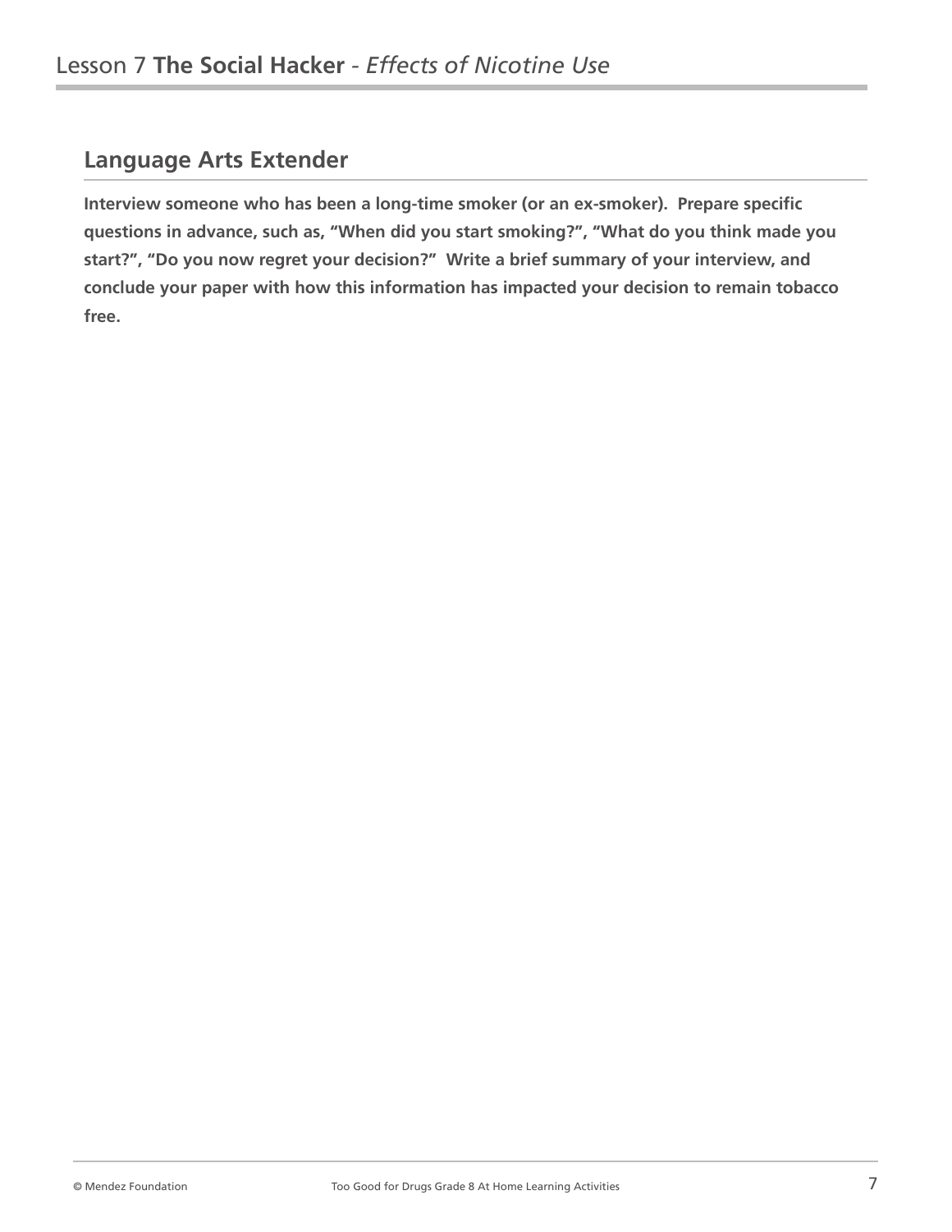## Language Arts Extender

**Interview someone who has been a long-time smoker (or an ex-smoker). Prepare specific questions in advance, such as, "When did you start smoking?", "What do you think made you start?", "Do you now regret your decision?" Write a brief summary of your interview, and conclude your paper with how this information has impacted your decision to remain tobacco free.**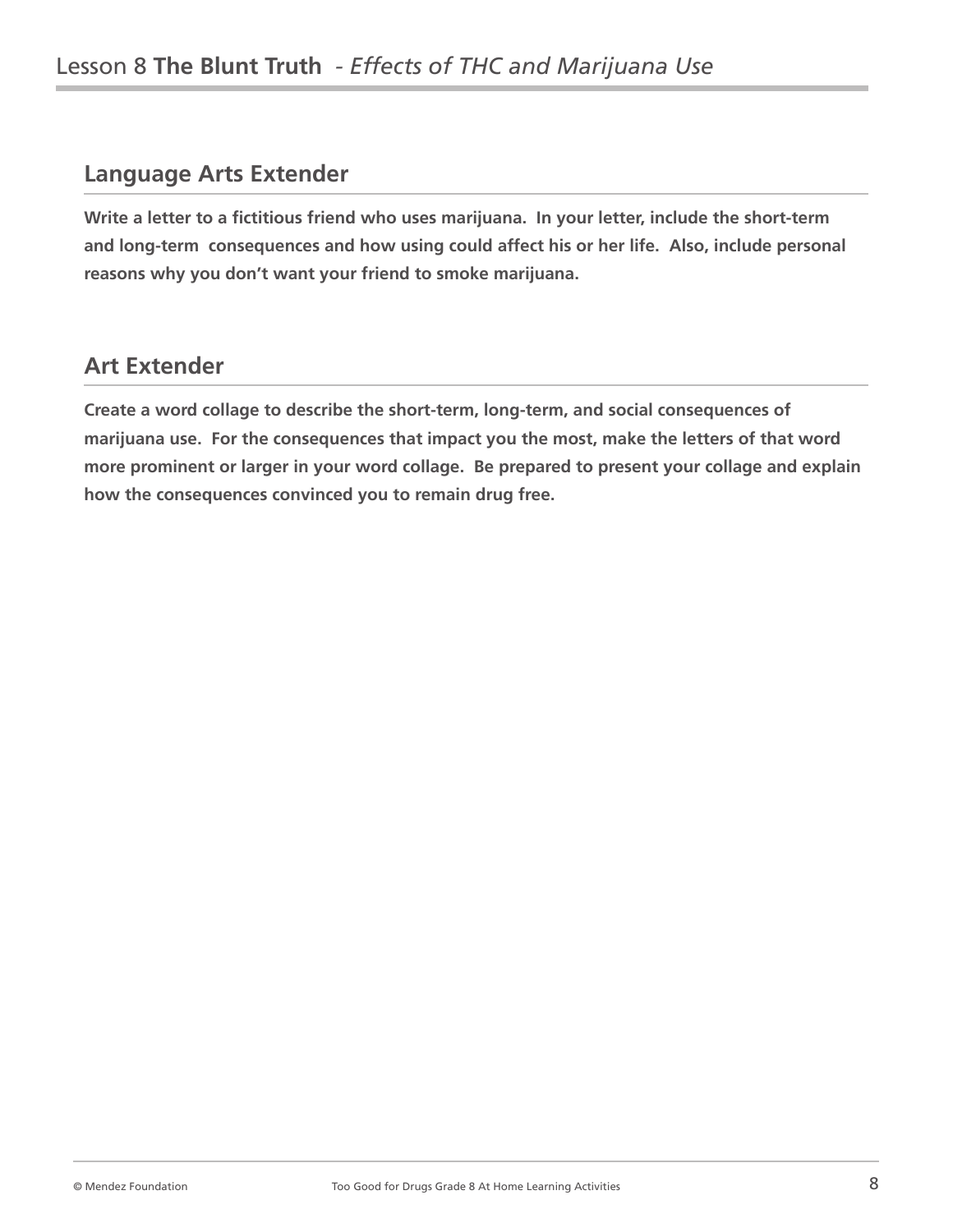# Lesson 8 **The Blunt Truth** - *Effects of THC and Marijuana Use*

## Language Arts Extender

**Write a letter to a fictitious friend who uses marijuana. In your letter, include the short-term and long-term consequences and how using could affect his or her life. Also, include personal reasons why you don't want your friend to smoke marijuana.**

## Art Extender

**Create a word collage to describe the short-term, long-term, and social consequences of marijuana use. For the consequences that impact you the most, make the letters of that word more prominent or larger in your word collage. Be prepared to present your collage and explain how the consequences convinced you to remain drug free.**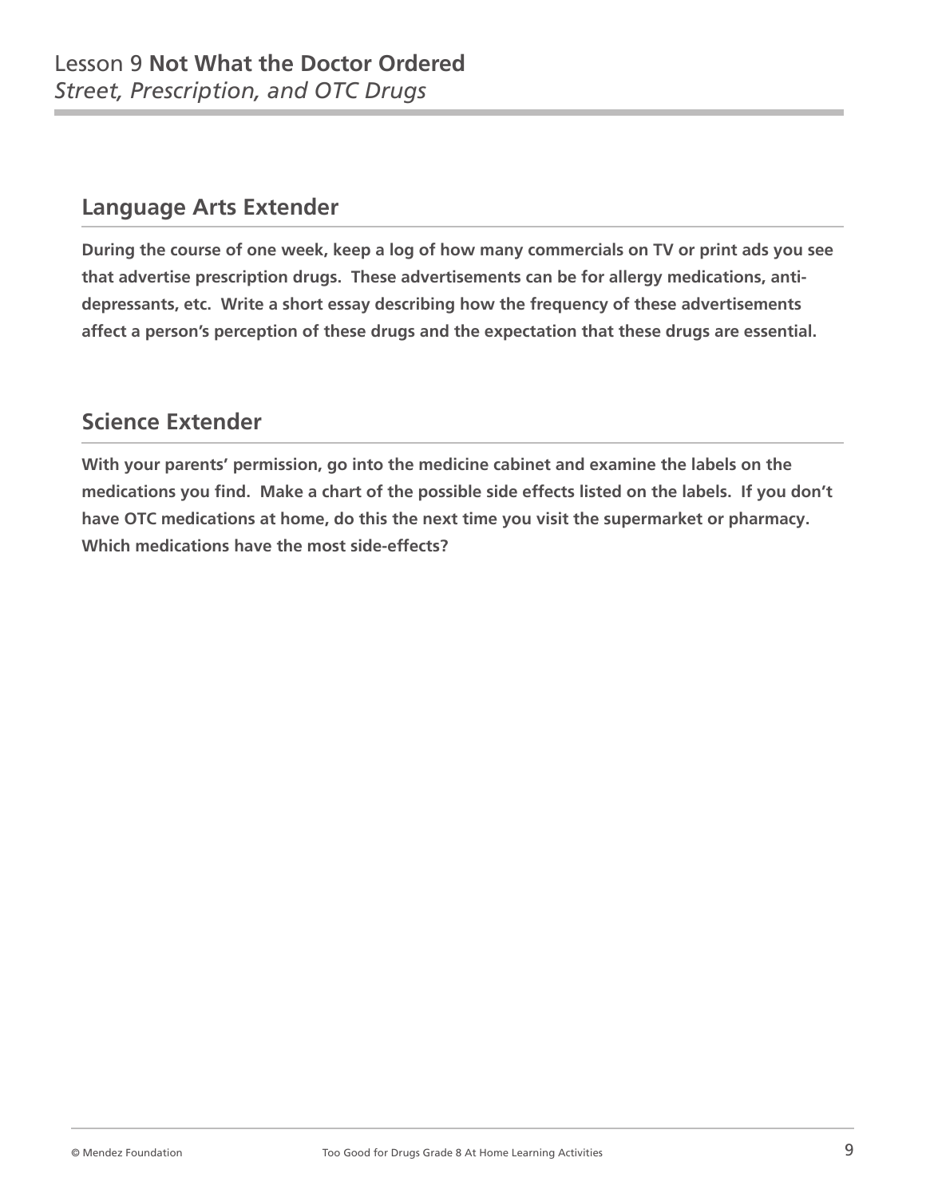# Lesson 9 **Not What the Doctor Ordered**

*Street, Prescription, and OTC Drugs*

## Language Arts Extender

**During the course of one week, keep a log of how many commercials on TV or print ads you see that advertise prescription drugs. These advertisements can be for allergy medications, anti-depressants, etc. Write a short essay describing how the frequency of these advertisements affect a person's perception of these drugs and the expectation that these drugs are essential.**

## Science Extender

**With your parents' permission, go into the medicine cabinet and examine the labels on the medications you find. Make a chart of the possible side effects listed on the labels. If you don't have OTC medications at home, do this the next time you visit the supermarket or pharmacy. Which medications have the most side-effects?**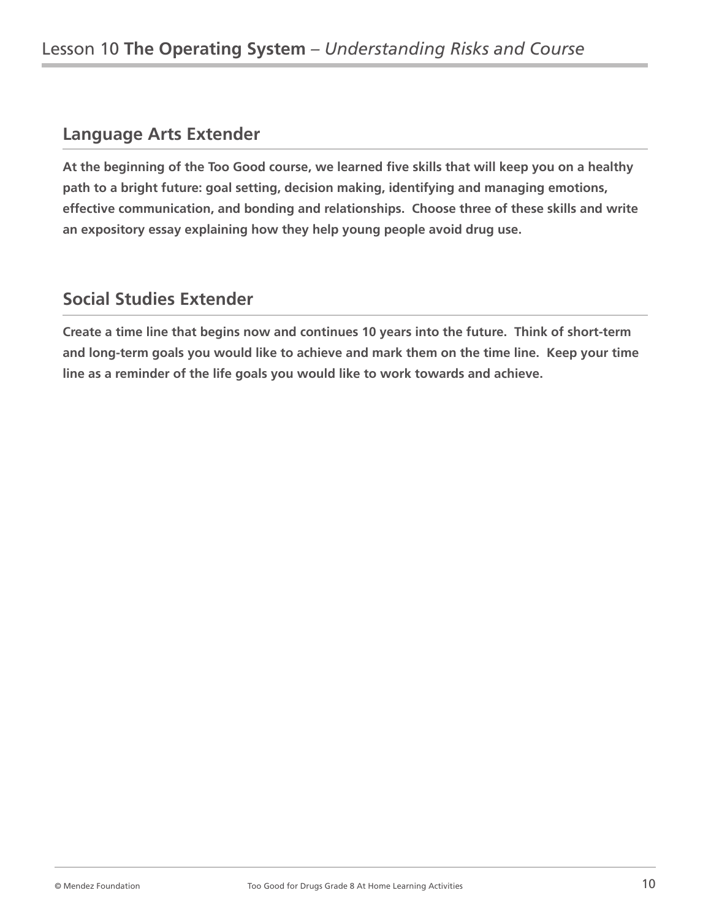# Lesson 10 **The Operating System** – *Understanding Risks and Course*

## Language Arts Extender

**At the beginning of the Too Good course, we learned five skills that will keep you on a healthy path to a bright future: goal setting, decision making, identifying and managing emotions, effective communication, and bonding and relationships. Choose three of these skills and write an expository essay explaining how they help young people avoid drug use.**

## Social Studies Extender

**Create a time line that begins now and continues 10 years into the future. Think of short-term and long-term goals you would like to achieve and mark them on the time line. Keep your time line as a reminder of the life goals you would like to work towards and achieve.**